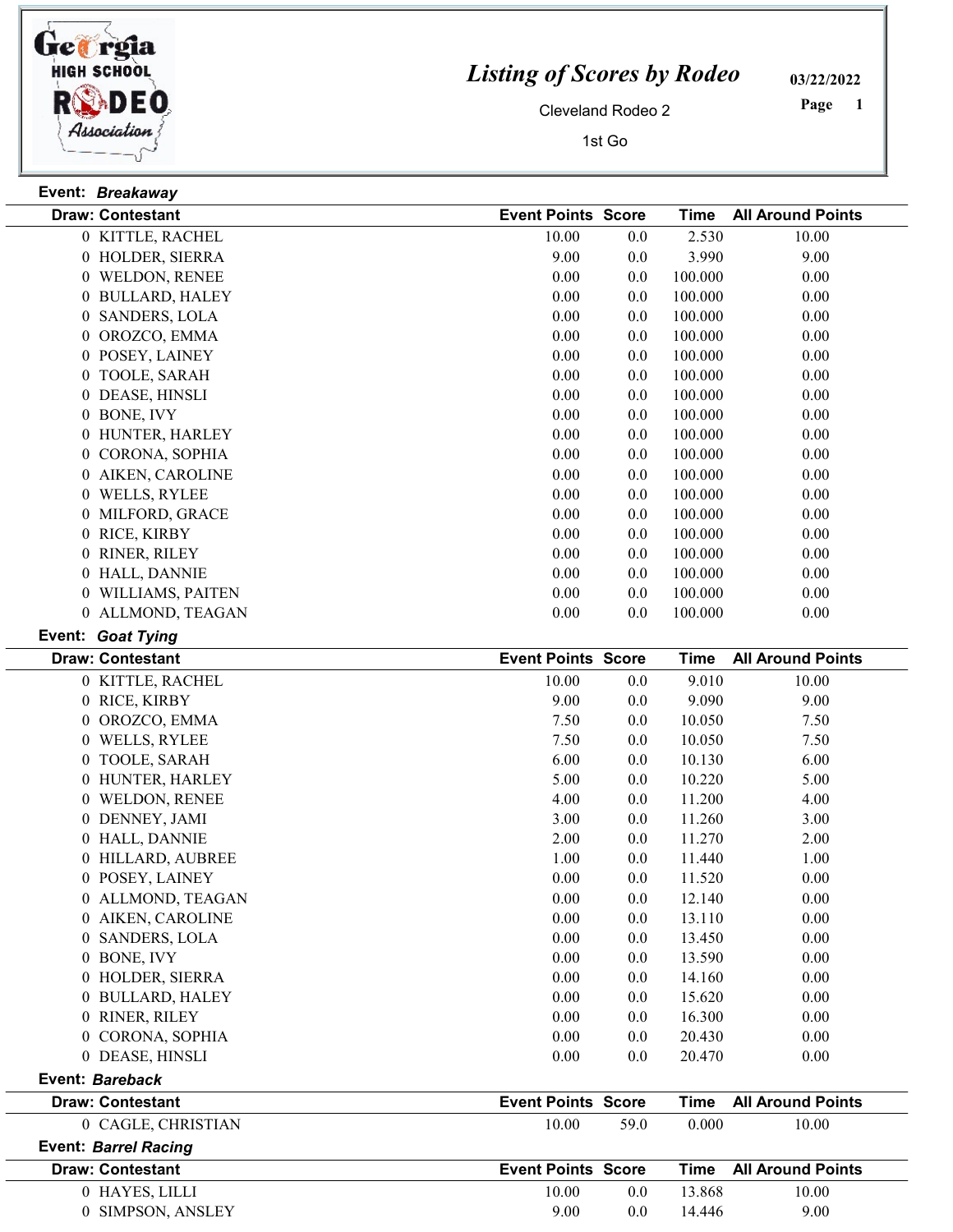# Listing of Scores by Rodeo

Cleveland Rodeo 2

1st Go

03/22/2022

**Event:** ***Breakaway***

| Draw: Contestant | Event Points | Score | Time | All Around Points |
|---|---|---|---|---|
| 0 KITTLE, RACHEL | 10.00 | 0.0 | 2.530 | 10.00 |
| 0 HOLDER, SIERRA | 9.00 | 0.0 | 3.990 | 9.00 |
| 0 WELDON, RENEE | 0.00 | 0.0 | 100.000 | 0.00 |
| 0 BULLARD, HALEY | 0.00 | 0.0 | 100.000 | 0.00 |
| 0 SANDERS, LOLA | 0.00 | 0.0 | 100.000 | 0.00 |
| 0 OROZCO, EMMA | 0.00 | 0.0 | 100.000 | 0.00 |
| 0 POSEY, LAINEY | 0.00 | 0.0 | 100.000 | 0.00 |
| 0 TOOLE, SARAH | 0.00 | 0.0 | 100.000 | 0.00 |
| 0 DEASE, HINSLI | 0.00 | 0.0 | 100.000 | 0.00 |
| 0 BONE, IVY | 0.00 | 0.0 | 100.000 | 0.00 |
| 0 HUNTER, HARLEY | 0.00 | 0.0 | 100.000 | 0.00 |
| 0 CORONA, SOPHIA | 0.00 | 0.0 | 100.000 | 0.00 |
| 0 AIKEN, CAROLINE | 0.00 | 0.0 | 100.000 | 0.00 |
| 0 WELLS, RYLEE | 0.00 | 0.0 | 100.000 | 0.00 |
| 0 MILFORD, GRACE | 0.00 | 0.0 | 100.000 | 0.00 |
| 0 RICE, KIRBY | 0.00 | 0.0 | 100.000 | 0.00 |
| 0 RINER, RILEY | 0.00 | 0.0 | 100.000 | 0.00 |
| 0 HALL, DANNIE | 0.00 | 0.0 | 100.000 | 0.00 |
| 0 WILLIAMS, PAITEN | 0.00 | 0.0 | 100.000 | 0.00 |
| 0 ALLMOND, TEAGAN | 0.00 | 0.0 | 100.000 | 0.00 |

**Event:** ***Goat Tying***

| Draw: Contestant | Event Points | Score | Time | All Around Points |
|---|---|---|---|---|
| 0 KITTLE, RACHEL | 10.00 | 0.0 | 9.010 | 10.00 |
| 0 RICE, KIRBY | 9.00 | 0.0 | 9.090 | 9.00 |
| 0 OROZCO, EMMA | 7.50 | 0.0 | 10.050 | 7.50 |
| 0 WELLS, RYLEE | 7.50 | 0.0 | 10.050 | 7.50 |
| 0 TOOLE, SARAH | 6.00 | 0.0 | 10.130 | 6.00 |
| 0 HUNTER, HARLEY | 5.00 | 0.0 | 10.220 | 5.00 |
| 0 WELDON, RENEE | 4.00 | 0.0 | 11.200 | 4.00 |
| 0 DENNEY, JAMI | 3.00 | 0.0 | 11.260 | 3.00 |
| 0 HALL, DANNIE | 2.00 | 0.0 | 11.270 | 2.00 |
| 0 HILLARD, AUBREE | 1.00 | 0.0 | 11.440 | 1.00 |
| 0 POSEY, LAINEY | 0.00 | 0.0 | 11.520 | 0.00 |
| 0 ALLMOND, TEAGAN | 0.00 | 0.0 | 12.140 | 0.00 |
| 0 AIKEN, CAROLINE | 0.00 | 0.0 | 13.110 | 0.00 |
| 0 SANDERS, LOLA | 0.00 | 0.0 | 13.450 | 0.00 |
| 0 BONE, IVY | 0.00 | 0.0 | 13.590 | 0.00 |
| 0 HOLDER, SIERRA | 0.00 | 0.0 | 14.160 | 0.00 |
| 0 BULLARD, HALEY | 0.00 | 0.0 | 15.620 | 0.00 |
| 0 RINER, RILEY | 0.00 | 0.0 | 16.300 | 0.00 |
| 0 CORONA, SOPHIA | 0.00 | 0.0 | 20.430 | 0.00 |
| 0 DEASE, HINSLI | 0.00 | 0.0 | 20.470 | 0.00 |

**Event:** ***Bareback***

| Draw: Contestant | Event Points | Score | Time | All Around Points |
|---|---|---|---|---|
| 0 CAGLE, CHRISTIAN | 10.00 | 59.0 | 0.000 | 10.00 |

**Event:** ***Barrel Racing***

| Draw: Contestant | Event Points | Score | Time | All Around Points |
|---|---|---|---|---|
| 0 HAYES, LILLI | 10.00 | 0.0 | 13.868 | 10.00 |
| 0 SIMPSON, ANSLEY | 9.00 | 0.0 | 14.446 | 9.00 |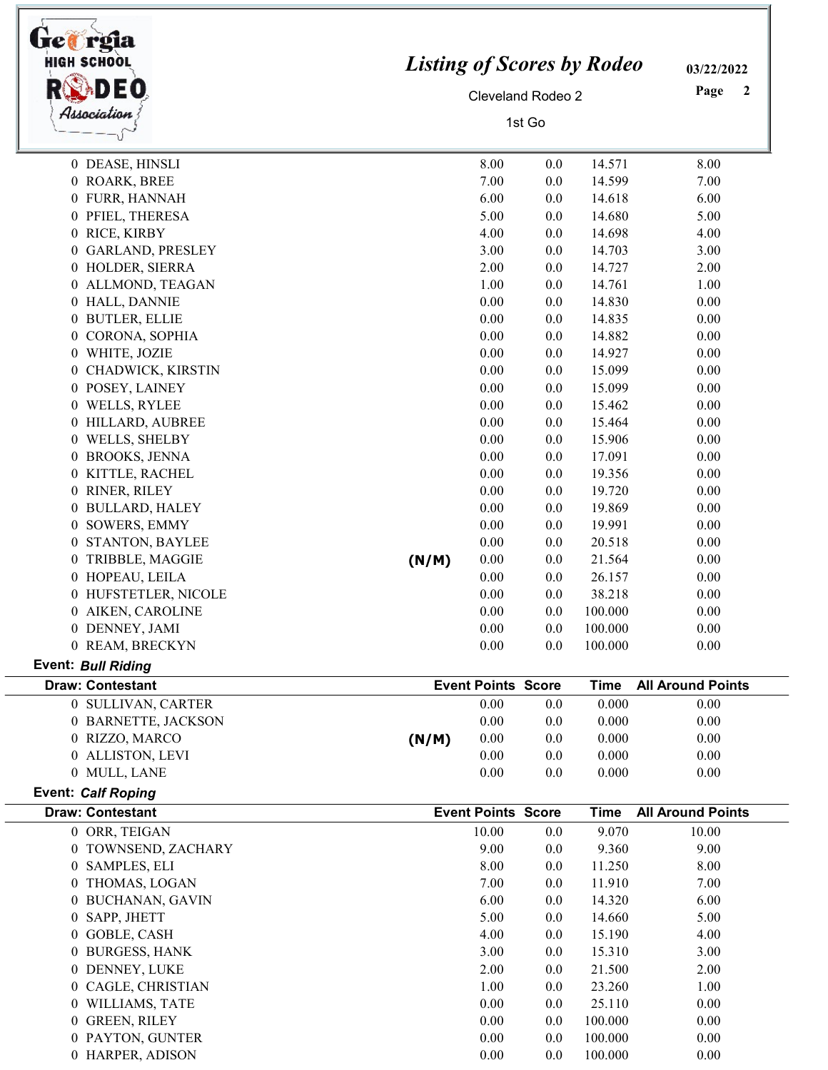| Draw: Contestant | | Event Points | Score | Time | All Around Points |
|---|---|---|---|---|---|
| 0 DEASE, HINSLI | | 8.00 | 0.0 | 14.571 | 8.00 |
| 0 ROARK, BREE | | 7.00 | 0.0 | 14.599 | 7.00 |
| 0 FURR, HANNAH | | 6.00 | 0.0 | 14.618 | 6.00 |
| 0 PFIEL, THERESA | | 5.00 | 0.0 | 14.680 | 5.00 |
| 0 RICE, KIRBY | | 4.00 | 0.0 | 14.698 | 4.00 |
| 0 GARLAND, PRESLEY | | 3.00 | 0.0 | 14.703 | 3.00 |
| 0 HOLDER, SIERRA | | 2.00 | 0.0 | 14.727 | 2.00 |
| 0 ALLMOND, TEAGAN | | 1.00 | 0.0 | 14.761 | 1.00 |
| 0 HALL, DANNIE | | 0.00 | 0.0 | 14.830 | 0.00 |
| 0 BUTLER, ELLIE | | 0.00 | 0.0 | 14.835 | 0.00 |
| 0 CORONA, SOPHIA | | 0.00 | 0.0 | 14.882 | 0.00 |
| 0 WHITE, JOZIE | | 0.00 | 0.0 | 14.927 | 0.00 |
| 0 CHADWICK, KIRSTIN | | 0.00 | 0.0 | 15.099 | 0.00 |
| 0 POSEY, LAINEY | | 0.00 | 0.0 | 15.099 | 0.00 |
| 0 WELLS, RYLEE | | 0.00 | 0.0 | 15.462 | 0.00 |
| 0 HILLARD, AUBREE | | 0.00 | 0.0 | 15.464 | 0.00 |
| 0 WELLS, SHELBY | | 0.00 | 0.0 | 15.906 | 0.00 |
| 0 BROOKS, JENNA | | 0.00 | 0.0 | 17.091 | 0.00 |
| 0 KITTLE, RACHEL | | 0.00 | 0.0 | 19.356 | 0.00 |
| 0 RINER, RILEY | | 0.00 | 0.0 | 19.720 | 0.00 |
| 0 BULLARD, HALEY | | 0.00 | 0.0 | 19.869 | 0.00 |
| 0 SOWERS, EMMY | | 0.00 | 0.0 | 19.991 | 0.00 |
| 0 STANTON, BAYLEE | | 0.00 | 0.0 | 20.518 | 0.00 |
| 0 TRIBBLE, MAGGIE | (N/M) | 0.00 | 0.0 | 21.564 | 0.00 |
| 0 HOPEAU, LEILA | | 0.00 | 0.0 | 26.157 | 0.00 |
| 0 HUFSTETLER, NICOLE | | 0.00 | 0.0 | 38.218 | 0.00 |
| 0 AIKEN, CAROLINE | | 0.00 | 0.0 | 100.000 | 0.00 |
| 0 DENNEY, JAMI | | 0.00 | 0.0 | 100.000 | 0.00 |
| 0 REAM, BRECKYN | | 0.00 | 0.0 | 100.000 | 0.00 |

**Event:** ***Bull Riding***

| Draw: Contestant | | Event Points | Score | Time | All Around Points |
|---|---|---|---|---|---|
| 0 SULLIVAN, CARTER | | 0.00 | 0.0 | 0.000 | 0.00 |
| 0 BARNETTE, JACKSON | | 0.00 | 0.0 | 0.000 | 0.00 |
| 0 RIZZO, MARCO | (N/M) | 0.00 | 0.0 | 0.000 | 0.00 |
| 0 ALLISTON, LEVI | | 0.00 | 0.0 | 0.000 | 0.00 |
| 0 MULL, LANE | | 0.00 | 0.0 | 0.000 | 0.00 |

**Event:** ***Calf Roping***

| Draw: Contestant | | Event Points | Score | Time | All Around Points |
|---|---|---|---|---|---|
| 0 ORR, TEIGAN | | 10.00 | 0.0 | 9.070 | 10.00 |
| 0 TOWNSEND, ZACHARY | | 9.00 | 0.0 | 9.360 | 9.00 |
| 0 SAMPLES, ELI | | 8.00 | 0.0 | 11.250 | 8.00 |
| 0 THOMAS, LOGAN | | 7.00 | 0.0 | 11.910 | 7.00 |
| 0 BUCHANAN, GAVIN | | 6.00 | 0.0 | 14.320 | 6.00 |
| 0 SAPP, JHETT | | 5.00 | 0.0 | 14.660 | 5.00 |
| 0 GOBLE, CASH | | 4.00 | 0.0 | 15.190 | 4.00 |
| 0 BURGESS, HANK | | 3.00 | 0.0 | 15.310 | 3.00 |
| 0 DENNEY, LUKE | | 2.00 | 0.0 | 21.500 | 2.00 |
| 0 CAGLE, CHRISTIAN | | 1.00 | 0.0 | 23.260 | 1.00 |
| 0 WILLIAMS, TATE | | 0.00 | 0.0 | 25.110 | 0.00 |
| 0 GREEN, RILEY | | 0.00 | 0.0 | 100.000 | 0.00 |
| 0 PAYTON, GUNTER | | 0.00 | 0.0 | 100.000 | 0.00 |
| 0 HARPER, ADISON | | 0.00 | 0.0 | 100.000 | 0.00 |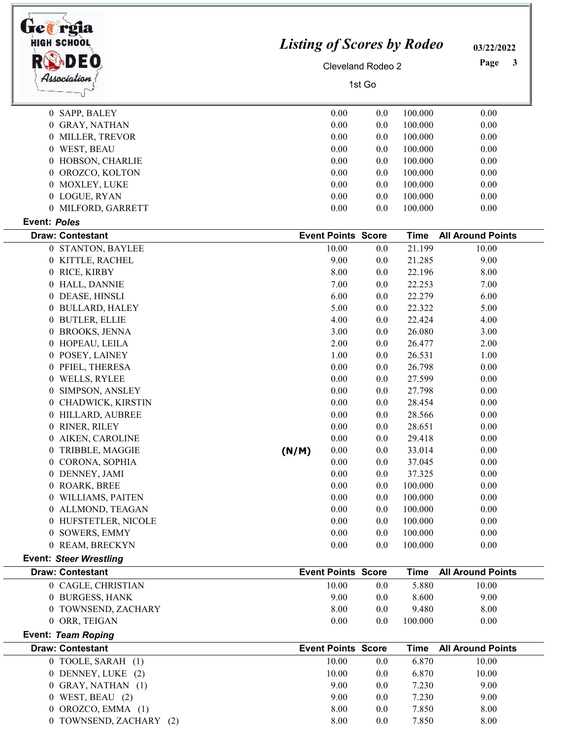# Listing of Scores by Rodeo

Cleveland Rodeo 2

1st Go

03/22/2022

| Draw: Contestant | | Event Points | Score | Time | All Around Points |
|---|---|---|---|---|---|
| 0 SAPP, BALEY | | 0.00 | 0.0 | 100.000 | 0.00 |
| 0 GRAY, NATHAN | | 0.00 | 0.0 | 100.000 | 0.00 |
| 0 MILLER, TREVOR | | 0.00 | 0.0 | 100.000 | 0.00 |
| 0 WEST, BEAU | | 0.00 | 0.0 | 100.000 | 0.00 |
| 0 HOBSON, CHARLIE | | 0.00 | 0.0 | 100.000 | 0.00 |
| 0 OROZCO, KOLTON | | 0.00 | 0.0 | 100.000 | 0.00 |
| 0 MOXLEY, LUKE | | 0.00 | 0.0 | 100.000 | 0.00 |
| 0 LOGUE, RYAN | | 0.00 | 0.0 | 100.000 | 0.00 |
| 0 MILFORD, GARRETT | | 0.00 | 0.0 | 100.000 | 0.00 |

**Event:** ***Poles***

| Draw: Contestant | | Event Points | Score | Time | All Around Points |
|---|---|---|---|---|---|
| 0 STANTON, BAYLEE | | 10.00 | 0.0 | 21.199 | 10.00 |
| 0 KITTLE, RACHEL | | 9.00 | 0.0 | 21.285 | 9.00 |
| 0 RICE, KIRBY | | 8.00 | 0.0 | 22.196 | 8.00 |
| 0 HALL, DANNIE | | 7.00 | 0.0 | 22.253 | 7.00 |
| 0 DEASE, HINSLI | | 6.00 | 0.0 | 22.279 | 6.00 |
| 0 BULLARD, HALEY | | 5.00 | 0.0 | 22.322 | 5.00 |
| 0 BUTLER, ELLIE | | 4.00 | 0.0 | 22.424 | 4.00 |
| 0 BROOKS, JENNA | | 3.00 | 0.0 | 26.080 | 3.00 |
| 0 HOPEAU, LEILA | | 2.00 | 0.0 | 26.477 | 2.00 |
| 0 POSEY, LAINEY | | 1.00 | 0.0 | 26.531 | 1.00 |
| 0 PFIEL, THERESA | | 0.00 | 0.0 | 26.798 | 0.00 |
| 0 WELLS, RYLEE | | 0.00 | 0.0 | 27.599 | 0.00 |
| 0 SIMPSON, ANSLEY | | 0.00 | 0.0 | 27.798 | 0.00 |
| 0 CHADWICK, KIRSTIN | | 0.00 | 0.0 | 28.454 | 0.00 |
| 0 HILLARD, AUBREE | | 0.00 | 0.0 | 28.566 | 0.00 |
| 0 RINER, RILEY | | 0.00 | 0.0 | 28.651 | 0.00 |
| 0 AIKEN, CAROLINE | | 0.00 | 0.0 | 29.418 | 0.00 |
| 0 TRIBBLE, MAGGIE | (N/M) | 0.00 | 0.0 | 33.014 | 0.00 |
| 0 CORONA, SOPHIA | | 0.00 | 0.0 | 37.045 | 0.00 |
| 0 DENNEY, JAMI | | 0.00 | 0.0 | 37.325 | 0.00 |
| 0 ROARK, BREE | | 0.00 | 0.0 | 100.000 | 0.00 |
| 0 WILLIAMS, PAITEN | | 0.00 | 0.0 | 100.000 | 0.00 |
| 0 ALLMOND, TEAGAN | | 0.00 | 0.0 | 100.000 | 0.00 |
| 0 HUFSTETLER, NICOLE | | 0.00 | 0.0 | 100.000 | 0.00 |
| 0 SOWERS, EMMY | | 0.00 | 0.0 | 100.000 | 0.00 |
| 0 REAM, BRECKYN | | 0.00 | 0.0 | 100.000 | 0.00 |

**Event:** ***Steer Wrestling***

| Draw: Contestant | Event Points | Score | Time | All Around Points |
|---|---|---|---|---|
| 0 CAGLE, CHRISTIAN | 10.00 | 0.0 | 5.880 | 10.00 |
| 0 BURGESS, HANK | 9.00 | 0.0 | 8.600 | 9.00 |
| 0 TOWNSEND, ZACHARY | 8.00 | 0.0 | 9.480 | 8.00 |
| 0 ORR, TEIGAN | 0.00 | 0.0 | 100.000 | 0.00 |

**Event:** ***Team Roping***

| Draw: Contestant | Event Points | Score | Time | All Around Points |
|---|---|---|---|---|
| 0 TOOLE, SARAH (1) | 10.00 | 0.0 | 6.870 | 10.00 |
| 0 DENNEY, LUKE (2) | 10.00 | 0.0 | 6.870 | 10.00 |
| 0 GRAY, NATHAN (1) | 9.00 | 0.0 | 7.230 | 9.00 |
| 0 WEST, BEAU (2) | 9.00 | 0.0 | 7.230 | 9.00 |
| 0 OROZCO, EMMA (1) | 8.00 | 0.0 | 7.850 | 8.00 |
| 0 TOWNSEND, ZACHARY (2) | 8.00 | 0.0 | 7.850 | 8.00 |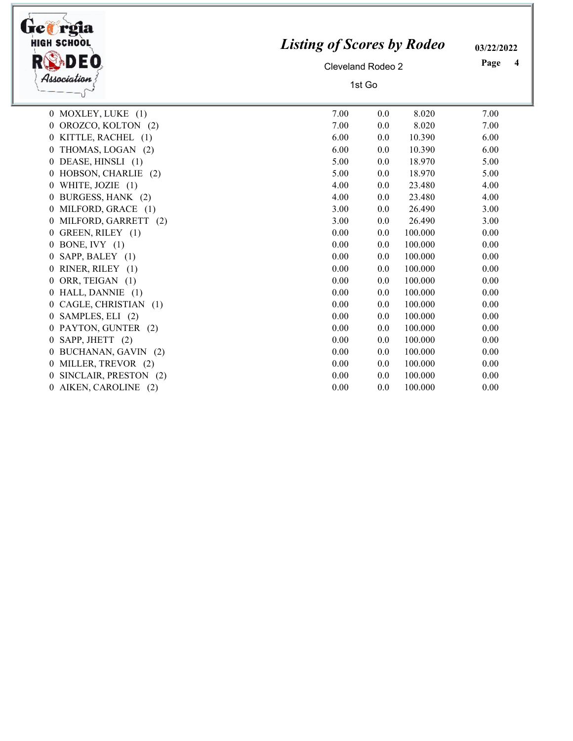# Listing of Scores by Rodeo

Cleveland Rodeo 2

1st Go

03/22/2022

| | | | | | |
|---|---|---|---|---|---|
| 0 | MOXLEY, LUKE (1) | 7.00 | 0.0 | 8.020 | 7.00 |
| 0 | OROZCO, KOLTON (2) | 7.00 | 0.0 | 8.020 | 7.00 |
| 0 | KITTLE, RACHEL (1) | 6.00 | 0.0 | 10.390 | 6.00 |
| 0 | THOMAS, LOGAN (2) | 6.00 | 0.0 | 10.390 | 6.00 |
| 0 | DEASE, HINSLI (1) | 5.00 | 0.0 | 18.970 | 5.00 |
| 0 | HOBSON, CHARLIE (2) | 5.00 | 0.0 | 18.970 | 5.00 |
| 0 | WHITE, JOZIE (1) | 4.00 | 0.0 | 23.480 | 4.00 |
| 0 | BURGESS, HANK (2) | 4.00 | 0.0 | 23.480 | 4.00 |
| 0 | MILFORD, GRACE (1) | 3.00 | 0.0 | 26.490 | 3.00 |
| 0 | MILFORD, GARRETT (2) | 3.00 | 0.0 | 26.490 | 3.00 |
| 0 | GREEN, RILEY (1) | 0.00 | 0.0 | 100.000 | 0.00 |
| 0 | BONE, IVY (1) | 0.00 | 0.0 | 100.000 | 0.00 |
| 0 | SAPP, BALEY (1) | 0.00 | 0.0 | 100.000 | 0.00 |
| 0 | RINER, RILEY (1) | 0.00 | 0.0 | 100.000 | 0.00 |
| 0 | ORR, TEIGAN (1) | 0.00 | 0.0 | 100.000 | 0.00 |
| 0 | HALL, DANNIE (1) | 0.00 | 0.0 | 100.000 | 0.00 |
| 0 | CAGLE, CHRISTIAN (1) | 0.00 | 0.0 | 100.000 | 0.00 |
| 0 | SAMPLES, ELI (2) | 0.00 | 0.0 | 100.000 | 0.00 |
| 0 | PAYTON, GUNTER (2) | 0.00 | 0.0 | 100.000 | 0.00 |
| 0 | SAPP, JHETT (2) | 0.00 | 0.0 | 100.000 | 0.00 |
| 0 | BUCHANAN, GAVIN (2) | 0.00 | 0.0 | 100.000 | 0.00 |
| 0 | MILLER, TREVOR (2) | 0.00 | 0.0 | 100.000 | 0.00 |
| 0 | SINCLAIR, PRESTON (2) | 0.00 | 0.0 | 100.000 | 0.00 |
| 0 | AIKEN, CAROLINE (2) | 0.00 | 0.0 | 100.000 | 0.00 |